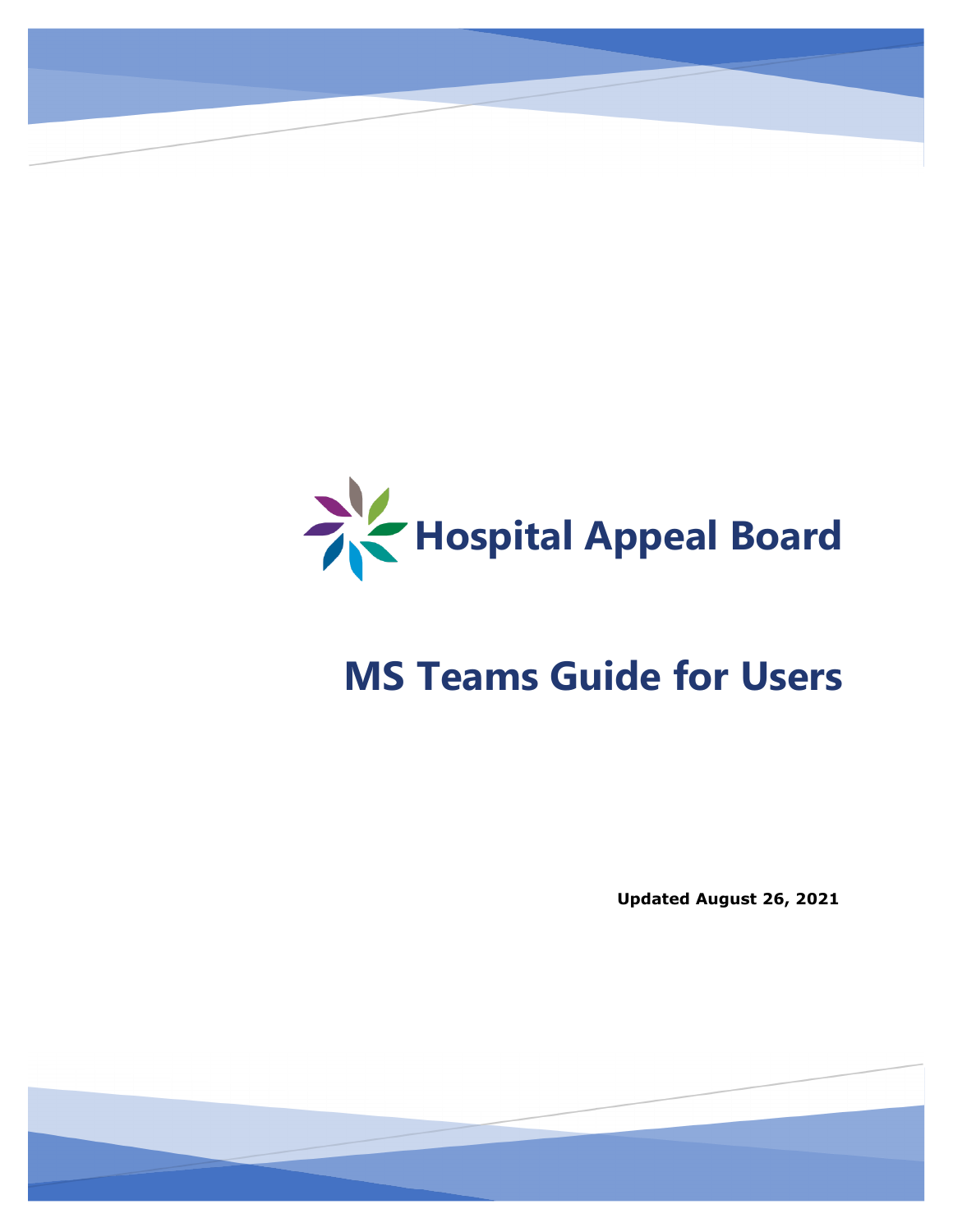# Hospital Appeal Board

# MS Teams Guide for Users

**Updated August 26, 2021**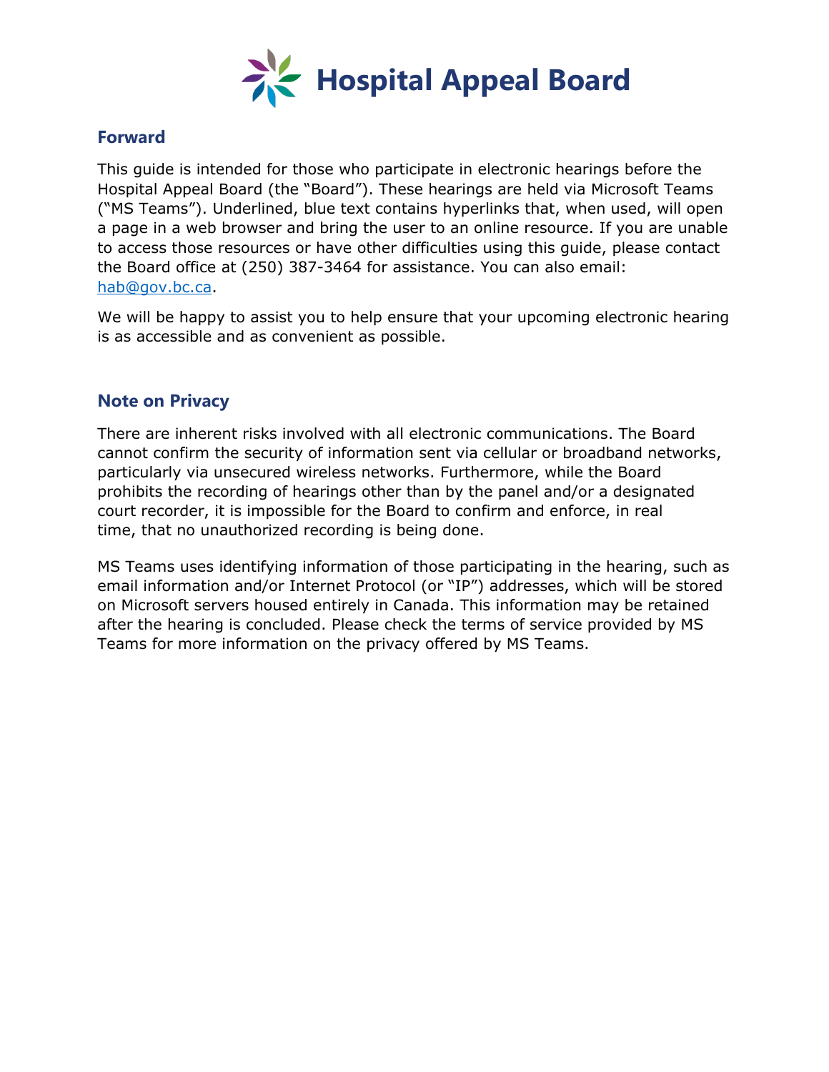# Hospital Appeal Board

## Forward

This guide is intended for those who participate in electronic hearings before the Hospital Appeal Board (the "Board"). These hearings are held via Microsoft Teams ("MS Teams"). Underlined, blue text contains hyperlinks that, when used, will open a page in a web browser and bring the user to an online resource. If you are unable to access those resources or have other difficulties using this guide, please contact the Board office at (250) 387-3464 for assistance. You can also email: hab@gov.bc.ca.

We will be happy to assist you to help ensure that your upcoming electronic hearing is as accessible and as convenient as possible.

## Note on Privacy

There are inherent risks involved with all electronic communications. The Board cannot confirm the security of information sent via cellular or broadband networks, particularly via unsecured wireless networks. Furthermore, while the Board prohibits the recording of hearings other than by the panel and/or a designated court recorder, it is impossible for the Board to confirm and enforce, in real time, that no unauthorized recording is being done.

MS Teams uses identifying information of those participating in the hearing, such as email information and/or Internet Protocol (or "IP") addresses, which will be stored on Microsoft servers housed entirely in Canada. This information may be retained after the hearing is concluded. Please check the terms of service provided by MS Teams for more information on the privacy offered by MS Teams.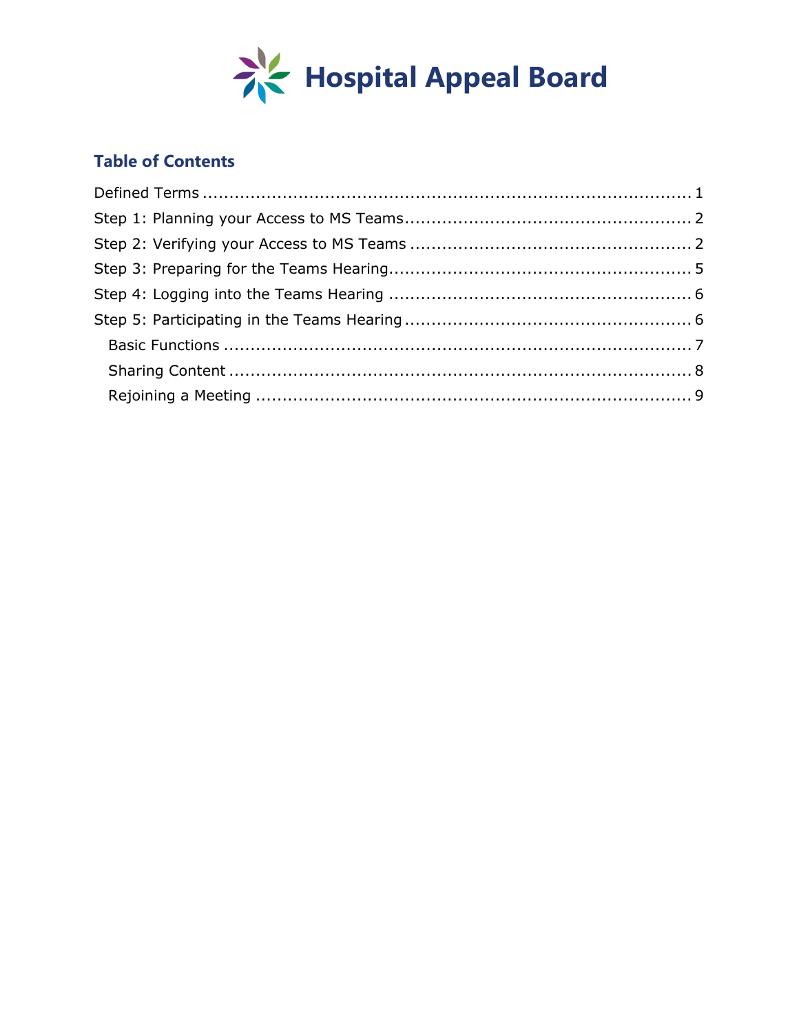# Hospital Appeal Board

## Table of Contents

Defined Terms ..... 1

Step 1: Planning your Access to MS Teams ..... 2

Step 2: Verifying your Access to MS Teams ..... 2

Step 3: Preparing for the Teams Hearing ..... 5

Step 4: Logging into the Teams Hearing ..... 6

Step 5: Participating in the Teams Hearing ..... 6

- Basic Functions ..... 7
- Sharing Content ..... 8
- Rejoining a Meeting ..... 9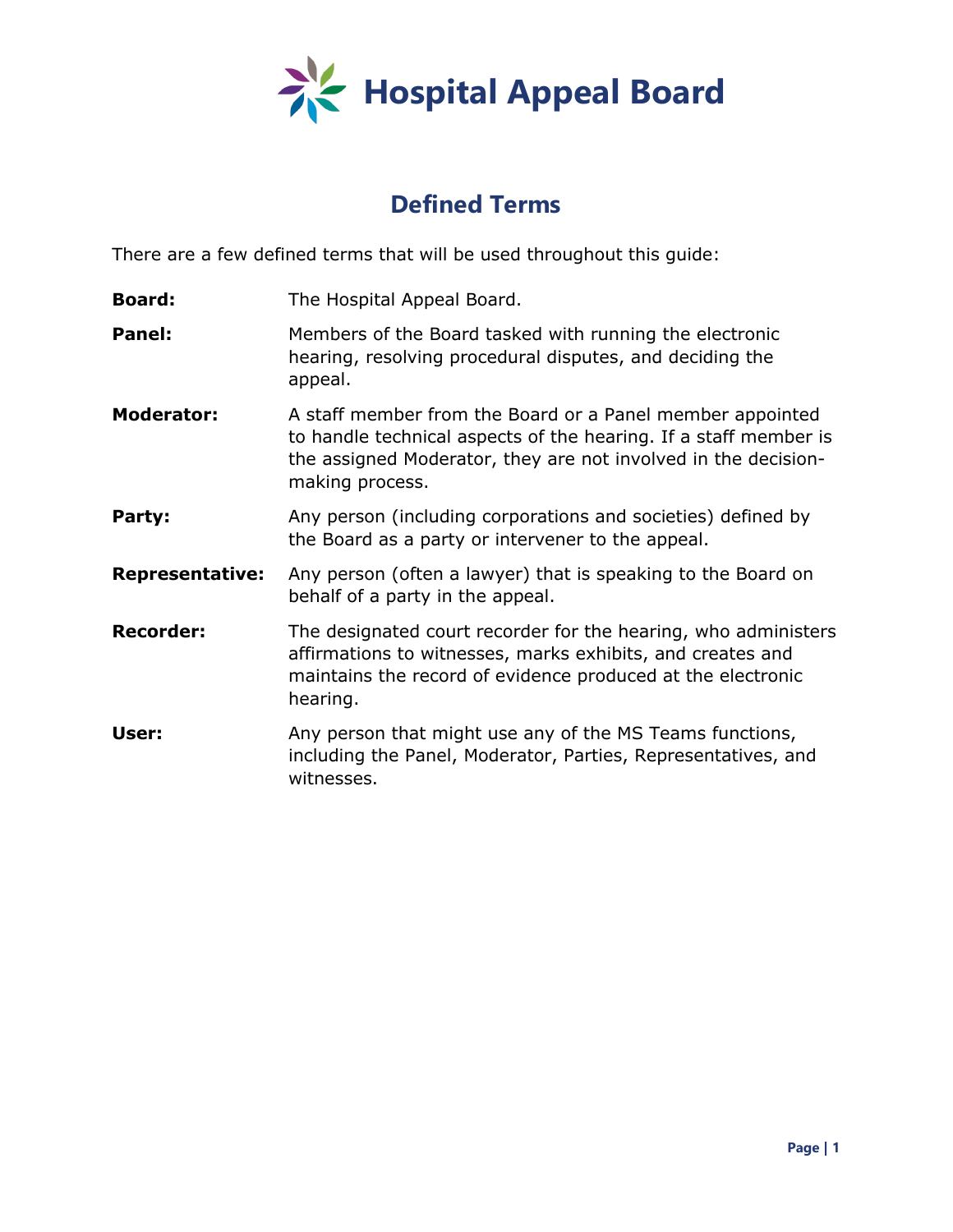# Hospital Appeal Board

## Defined Terms

There are a few defined terms that will be used throughout this guide:

**Board:** The Hospital Appeal Board.

**Panel:** Members of the Board tasked with running the electronic hearing, resolving procedural disputes, and deciding the appeal.

**Moderator:** A staff member from the Board or a Panel member appointed to handle technical aspects of the hearing. If a staff member is the assigned Moderator, they are not involved in the decision-making process.

**Party:** Any person (including corporations and societies) defined by the Board as a party or intervener to the appeal.

**Representative:** Any person (often a lawyer) that is speaking to the Board on behalf of a party in the appeal.

**Recorder:** The designated court recorder for the hearing, who administers affirmations to witnesses, marks exhibits, and creates and maintains the record of evidence produced at the electronic hearing.

**User:** Any person that might use any of the MS Teams functions, including the Panel, Moderator, Parties, Representatives, and witnesses.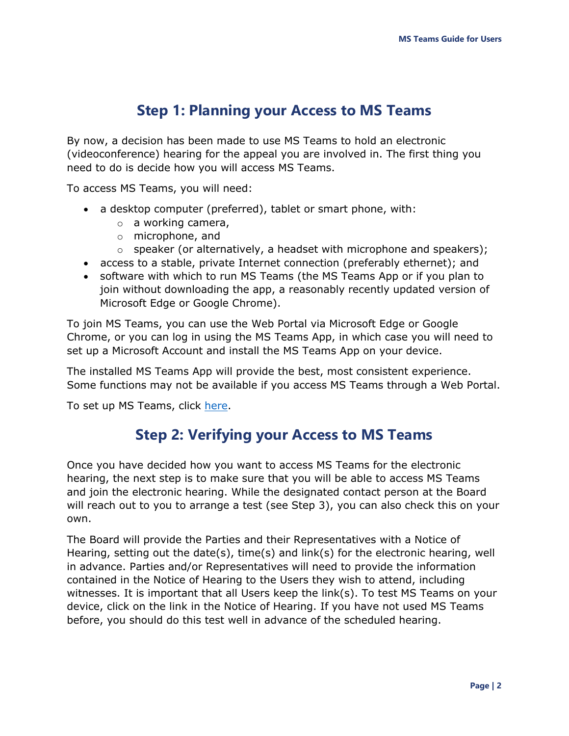## Step 1: Planning your Access to MS Teams

By now, a decision has been made to use MS Teams to hold an electronic (videoconference) hearing for the appeal you are involved in. The first thing you need to do is decide how you will access MS Teams.

To access MS Teams, you will need:

- a desktop computer (preferred), tablet or smart phone, with:
  - a working camera,
  - microphone, and
  - speaker (or alternatively, a headset with microphone and speakers);
- access to a stable, private Internet connection (preferably ethernet); and
- software with which to run MS Teams (the MS Teams App or if you plan to join without downloading the app, a reasonably recently updated version of Microsoft Edge or Google Chrome).

To join MS Teams, you can use the Web Portal via Microsoft Edge or Google Chrome, or you can log in using the MS Teams App, in which case you will need to set up a Microsoft Account and install the MS Teams App on your device.

The installed MS Teams App will provide the best, most consistent experience. Some functions may not be available if you access MS Teams through a Web Portal.

To set up MS Teams, click here.

## Step 2: Verifying your Access to MS Teams

Once you have decided how you want to access MS Teams for the electronic hearing, the next step is to make sure that you will be able to access MS Teams and join the electronic hearing. While the designated contact person at the Board will reach out to you to arrange a test (see Step 3), you can also check this on your own.

The Board will provide the Parties and their Representatives with a Notice of Hearing, setting out the date(s), time(s) and link(s) for the electronic hearing, well in advance. Parties and/or Representatives will need to provide the information contained in the Notice of Hearing to the Users they wish to attend, including witnesses. It is important that all Users keep the link(s). To test MS Teams on your device, click on the link in the Notice of Hearing. If you have not used MS Teams before, you should do this test well in advance of the scheduled hearing.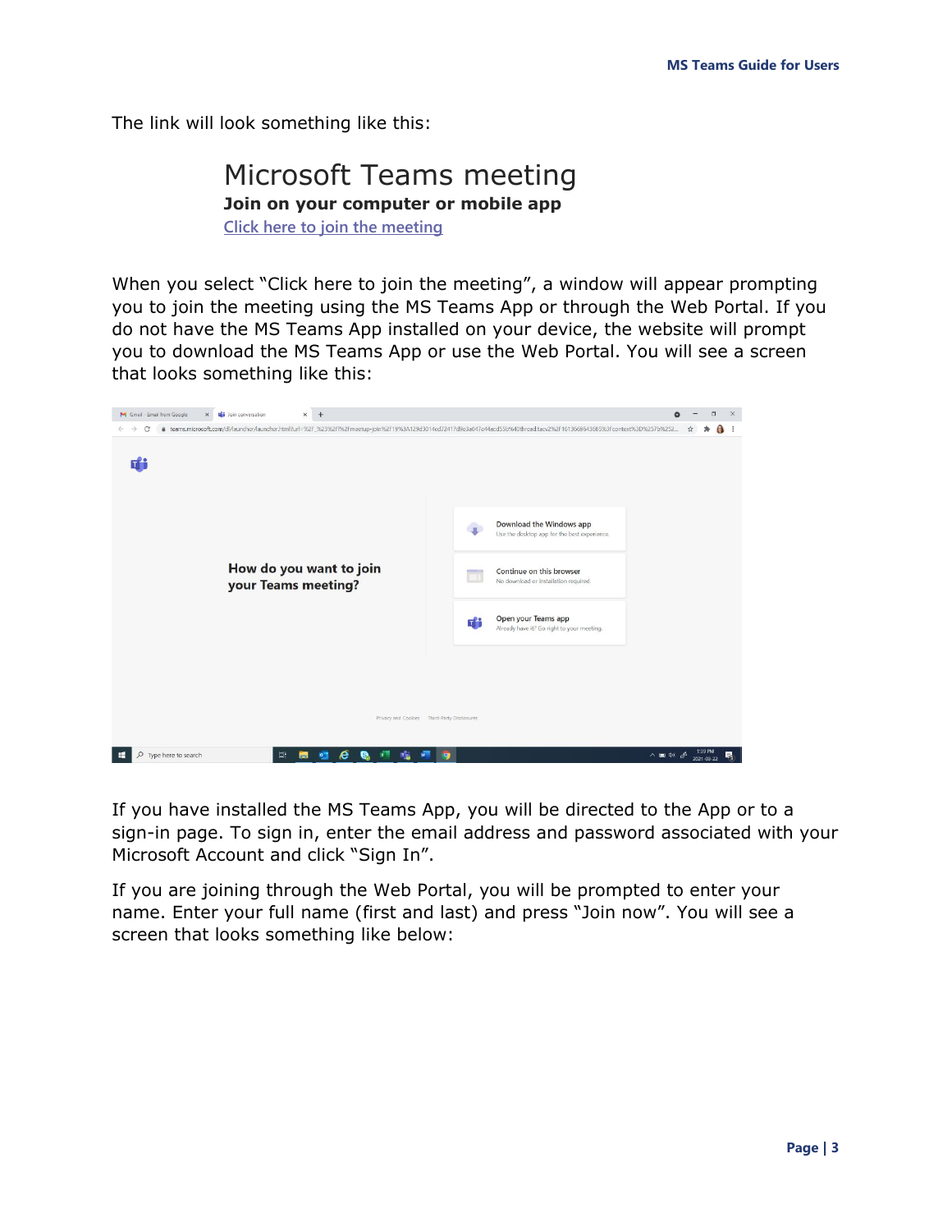The link will look something like this:

Microsoft Teams meeting

**Join on your computer or mobile app**

Click here to join the meeting

When you select "Click here to join the meeting", a window will appear prompting you to join the meeting using the MS Teams App or through the Web Portal. If you do not have the MS Teams App installed on your device, the website will prompt you to download the MS Teams App or use the Web Portal. You will see a screen that looks something like this:

If you have installed the MS Teams App, you will be directed to the App or to a sign-in page. To sign in, enter the email address and password associated with your Microsoft Account and click "Sign In".

If you are joining through the Web Portal, you will be prompted to enter your name. Enter your full name (first and last) and press "Join now". You will see a screen that looks something like below: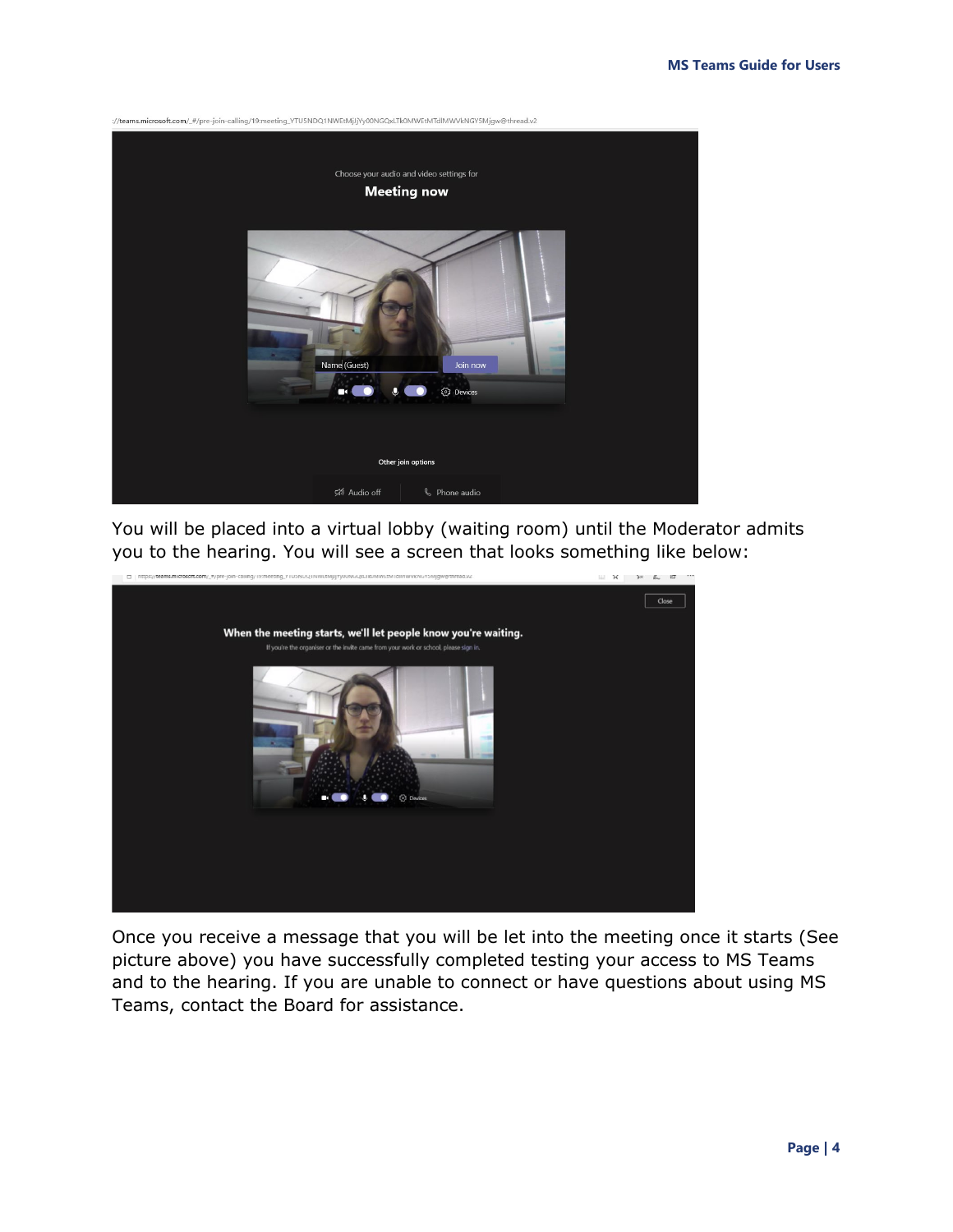You will be placed into a virtual lobby (waiting room) until the Moderator admits you to the hearing. You will see a screen that looks something like below:

Once you receive a message that you will be let into the meeting once it starts (See picture above) you have successfully completed testing your access to MS Teams and to the hearing. If you are unable to connect or have questions about using MS Teams, contact the Board for assistance.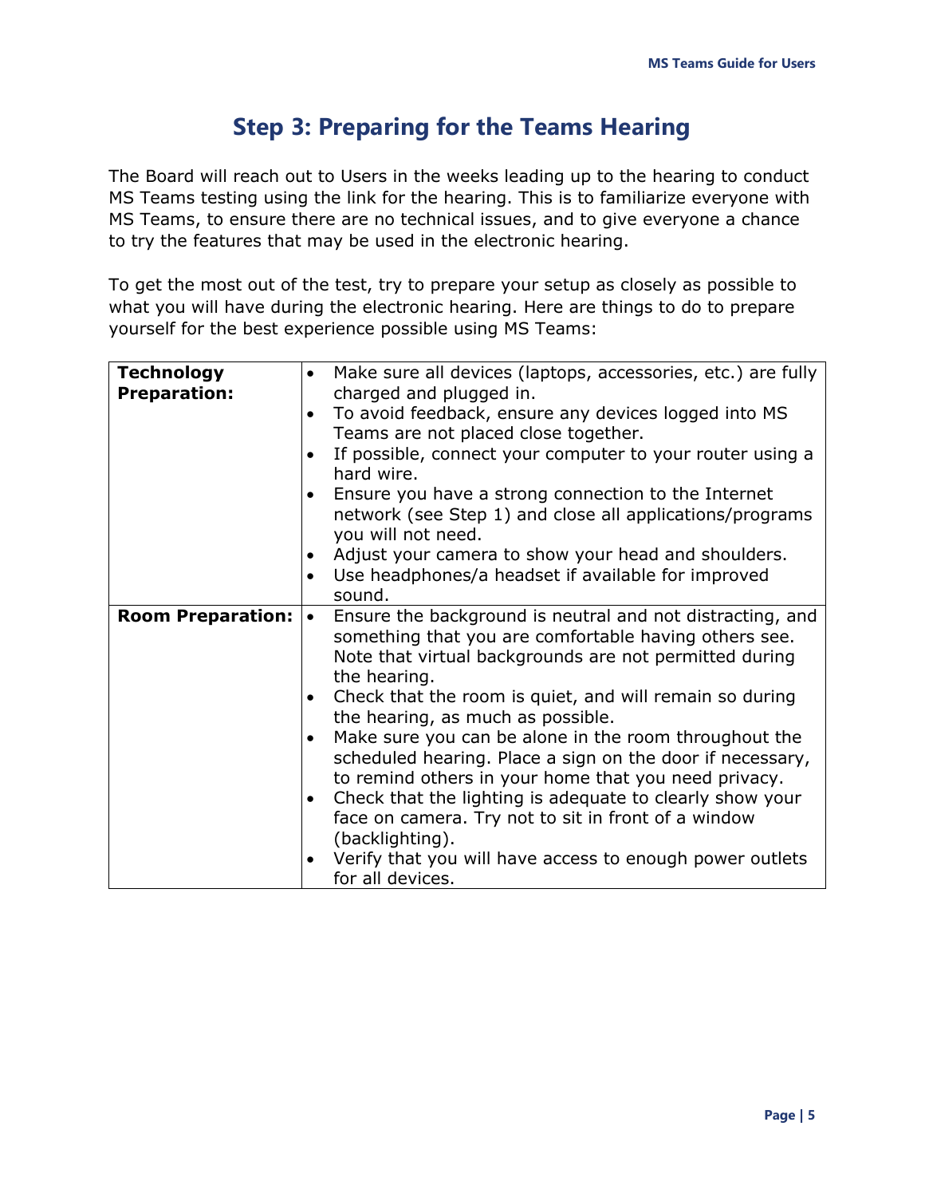# Step 3: Preparing for the Teams Hearing

The Board will reach out to Users in the weeks leading up to the hearing to conduct MS Teams testing using the link for the hearing. This is to familiarize everyone with MS Teams, to ensure there are no technical issues, and to give everyone a chance to try the features that may be used in the electronic hearing.

To get the most out of the test, try to prepare your setup as closely as possible to what you will have during the electronic hearing. Here are things to do to prepare yourself for the best experience possible using MS Teams:

| | |
|---|---|
| **Technology Preparation:** | • Make sure all devices (laptops, accessories, etc.) are fully charged and plugged in.<br>• To avoid feedback, ensure any devices logged into MS Teams are not placed close together.<br>• If possible, connect your computer to your router using a hard wire.<br>• Ensure you have a strong connection to the Internet network (see Step 1) and close all applications/programs you will not need.<br>• Adjust your camera to show your head and shoulders.<br>• Use headphones/a headset if available for improved sound. |
| **Room Preparation:** | • Ensure the background is neutral and not distracting, and something that you are comfortable having others see. Note that virtual backgrounds are not permitted during the hearing.<br>• Check that the room is quiet, and will remain so during the hearing, as much as possible.<br>• Make sure you can be alone in the room throughout the scheduled hearing. Place a sign on the door if necessary, to remind others in your home that you need privacy.<br>• Check that the lighting is adequate to clearly show your face on camera. Try not to sit in front of a window (backlighting).<br>• Verify that you will have access to enough power outlets for all devices. |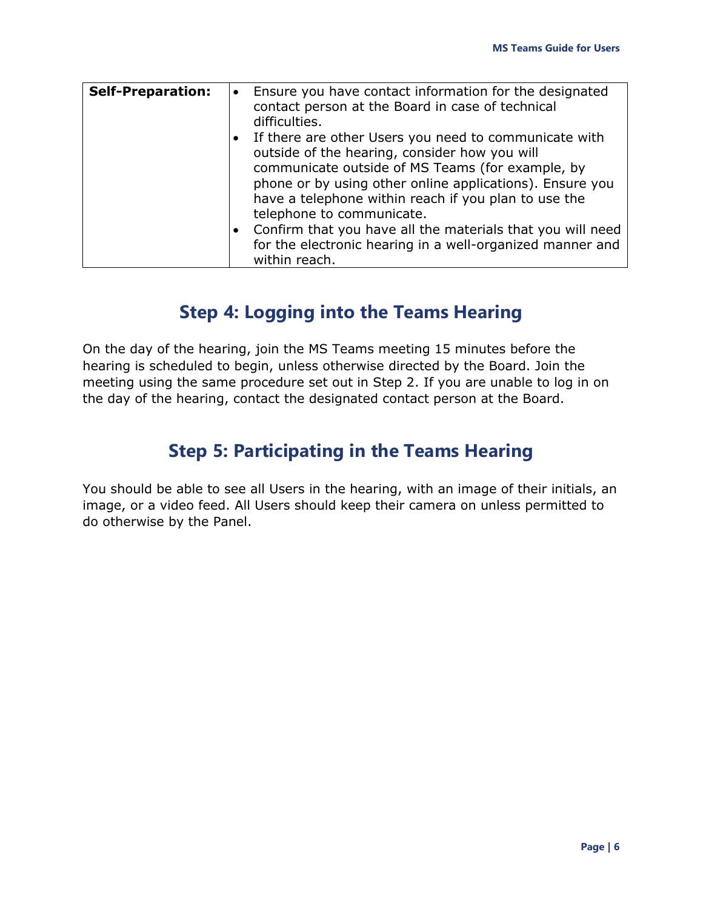| **Self-Preparation:** | • Ensure you have contact information for the designated contact person at the Board in case of technical difficulties.<br>• If there are other Users you need to communicate with outside of the hearing, consider how you will communicate outside of MS Teams (for example, by phone or by using other online applications). Ensure you have a telephone within reach if you plan to use the telephone to communicate.<br>• Confirm that you have all the materials that you will need for the electronic hearing in a well-organized manner and within reach. |
|---|---|

## Step 4: Logging into the Teams Hearing

On the day of the hearing, join the MS Teams meeting 15 minutes before the hearing is scheduled to begin, unless otherwise directed by the Board. Join the meeting using the same procedure set out in Step 2. If you are unable to log in on the day of the hearing, contact the designated contact person at the Board.

## Step 5: Participating in the Teams Hearing

You should be able to see all Users in the hearing, with an image of their initials, an image, or a video feed. All Users should keep their camera on unless permitted to do otherwise by the Panel.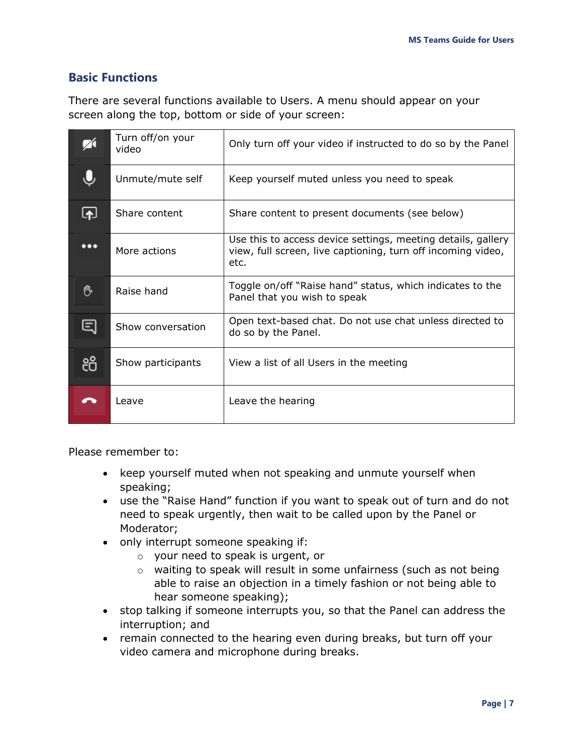## Basic Functions

There are several functions available to Users. A menu should appear on your screen along the top, bottom or side of your screen:

| | | |
|---|---|---|
| | Turn off/on your video | Only turn off your video if instructed to do so by the Panel |
| | Unmute/mute self | Keep yourself muted unless you need to speak |
| | Share content | Share content to present documents (see below) |
| | More actions | Use this to access device settings, meeting details, gallery view, full screen, live captioning, turn off incoming video, etc. |
| | Raise hand | Toggle on/off "Raise hand" status, which indicates to the Panel that you wish to speak |
| | Show conversation | Open text-based chat. Do not use chat unless directed to do so by the Panel. |
| | Show participants | View a list of all Users in the meeting |
| | Leave | Leave the hearing |

Please remember to:

- keep yourself muted when not speaking and unmute yourself when speaking;
- use the "Raise Hand" function if you want to speak out of turn and do not need to speak urgently, then wait to be called upon by the Panel or Moderator;
- only interrupt someone speaking if:
  - your need to speak is urgent, or
  - waiting to speak will result in some unfairness (such as not being able to raise an objection in a timely fashion or not being able to hear someone speaking);
- stop talking if someone interrupts you, so that the Panel can address the interruption; and
- remain connected to the hearing even during breaks, but turn off your video camera and microphone during breaks.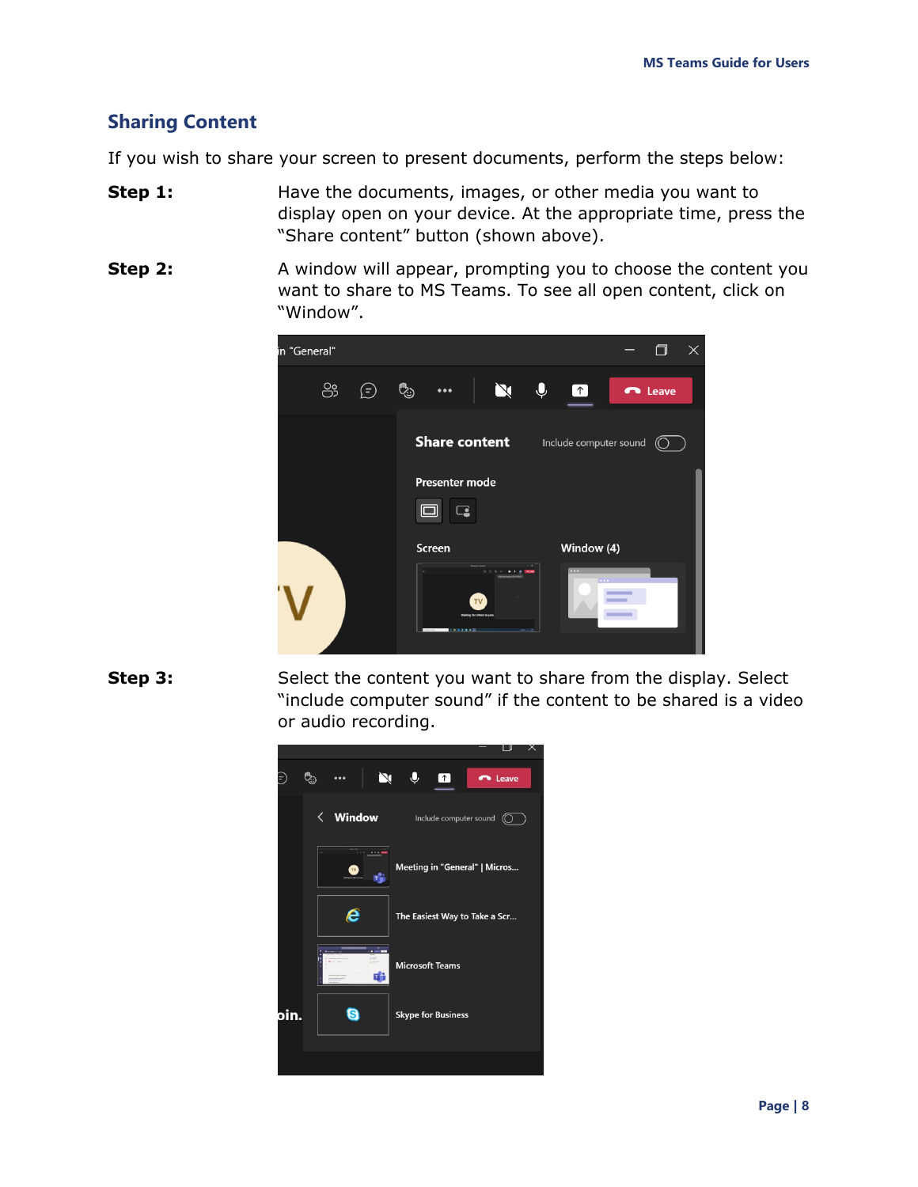## Sharing Content

If you wish to share your screen to present documents, perform the steps below:

**Step 1:** Have the documents, images, or other media you want to display open on your device. At the appropriate time, press the "Share content" button (shown above).

**Step 2:** A window will appear, prompting you to choose the content you want to share to MS Teams. To see all open content, click on "Window".

**Step 3:** Select the content you want to share from the display. Select "include computer sound" if the content to be shared is a video or audio recording.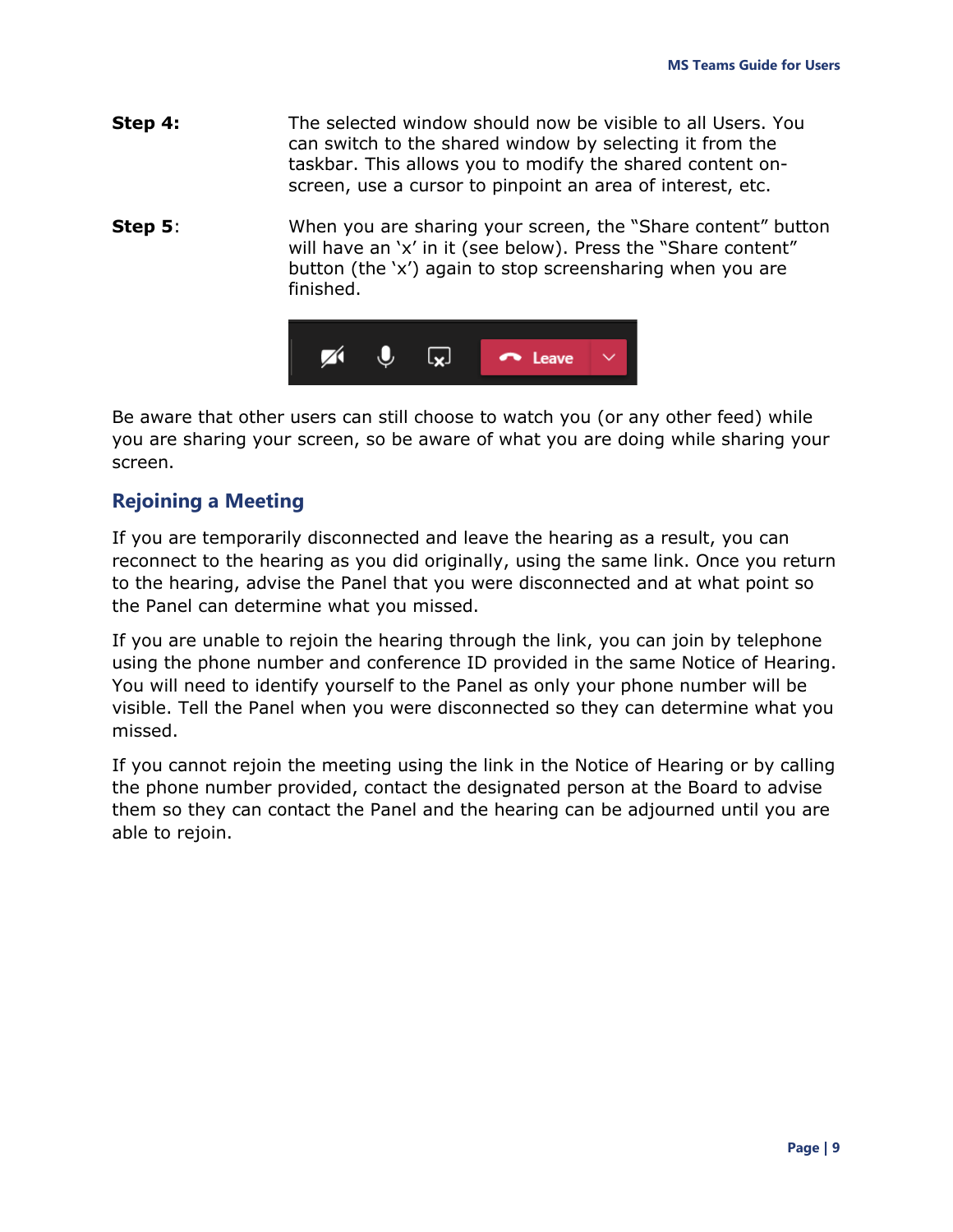**Step 4:** The selected window should now be visible to all Users. You can switch to the shared window by selecting it from the taskbar. This allows you to modify the shared content on-screen, use a cursor to pinpoint an area of interest, etc.

**Step 5**: When you are sharing your screen, the "Share content" button will have an 'x' in it (see below). Press the "Share content" button (the 'x') again to stop screensharing when you are finished.

Be aware that other users can still choose to watch you (or any other feed) while you are sharing your screen, so be aware of what you are doing while sharing your screen.

## Rejoining a Meeting

If you are temporarily disconnected and leave the hearing as a result, you can reconnect to the hearing as you did originally, using the same link. Once you return to the hearing, advise the Panel that you were disconnected and at what point so the Panel can determine what you missed.

If you are unable to rejoin the hearing through the link, you can join by telephone using the phone number and conference ID provided in the same Notice of Hearing. You will need to identify yourself to the Panel as only your phone number will be visible. Tell the Panel when you were disconnected so they can determine what you missed.

If you cannot rejoin the meeting using the link in the Notice of Hearing or by calling the phone number provided, contact the designated person at the Board to advise them so they can contact the Panel and the hearing can be adjourned until you are able to rejoin.